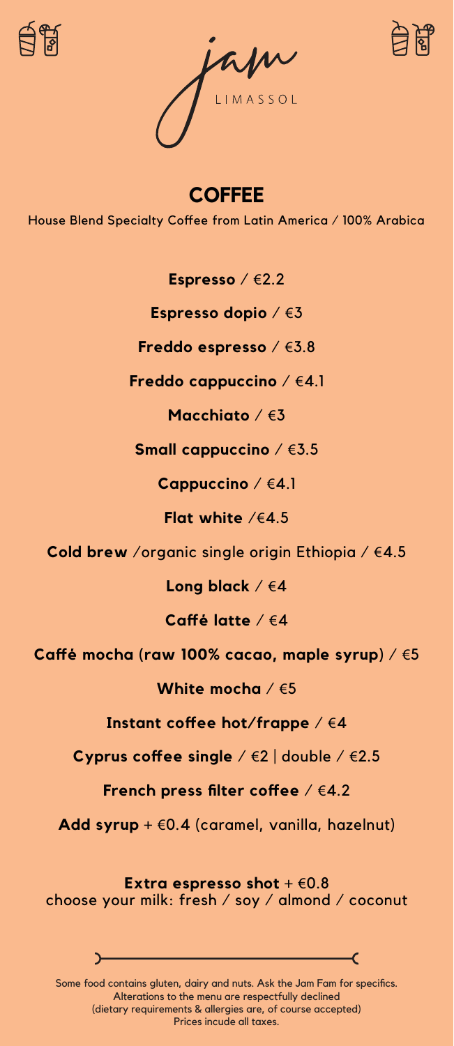# jam

LIMASSOL

## COFFEE

House Blend Specialty Coffee from Latin America / 100% Arabica

**Espresso** / €2.2

**Espresso dopio** / €3

**Freddo espresso** / €3.8

**Freddo cappuccino** / €4.1

**Macchiato** / €3

**Small cappuccino** / €3.5

**Cappuccino** / €4.1

**Flat white** /€4.5

**Cold brew** /organic single origin Ethiopia / €4.5

**Long black** / €4

**Caffé latte** / €4

**Caffé mocha (raw 100% cacao, maple syrup)** / €5

**White mocha** / €5

**Instant coffee hot/frappe** / €4

**Cyprus coffee single** / €2 | double / €2.5

**French press filter coffee** / €4.2

**Add syrup** + €0.4 (caramel, vanilla, hazelnut)

**Extra espresso shot** + €0.8
choose your milk: fresh / soy / almond / coconut

Some food contains gluten, dairy and nuts. Ask the Jam Fam for specifics.
Alterations to the menu are respectfully declined
(dietary requirements & allergies are, of course accepted)
Prices incude all taxes.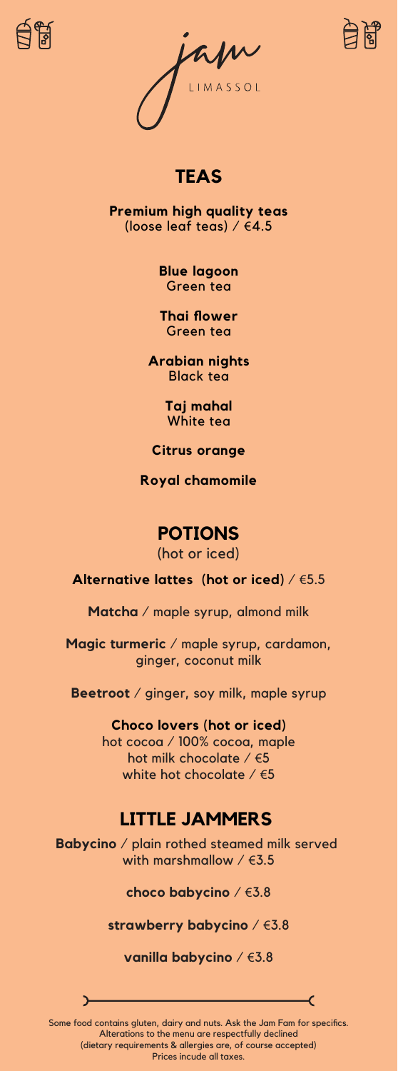jam

LIMASSOL

# TEAS

**Premium high quality teas**
(loose leaf teas) / **€4.5**

**Blue lagoon**
Green tea

**Thai flower**
Green tea

**Arabian nights**
Black tea

**Taj mahal**
White tea

**Citrus orange**

**Royal chamomile**

# POTIONS

(hot or iced)

**Alternative lattes (hot or iced)** / €5.5

**Matcha** / maple syrup, almond milk

**Magic turmeric** / maple syrup, cardamon, ginger, coconut milk

**Beetroot** / ginger, soy milk, maple syrup

**Choco lovers (hot or iced)**
hot cocoa / 100% cocoa, maple
hot milk chocolate / €5
white hot chocolate / €5

# LITTLE JAMMERS

**Babycino** / plain rothed steamed milk served with marshmallow / €3.5

**choco babycino** / €3.8

**strawberry babycino** / €3.8

**vanilla babycino** / €3.8

Some food contains gluten, dairy and nuts. Ask the Jam Fam for specifics.
Alterations to the menu are respectfully declined
(dietary requirements & allergies are, of course accepted)
Prices incude all taxes.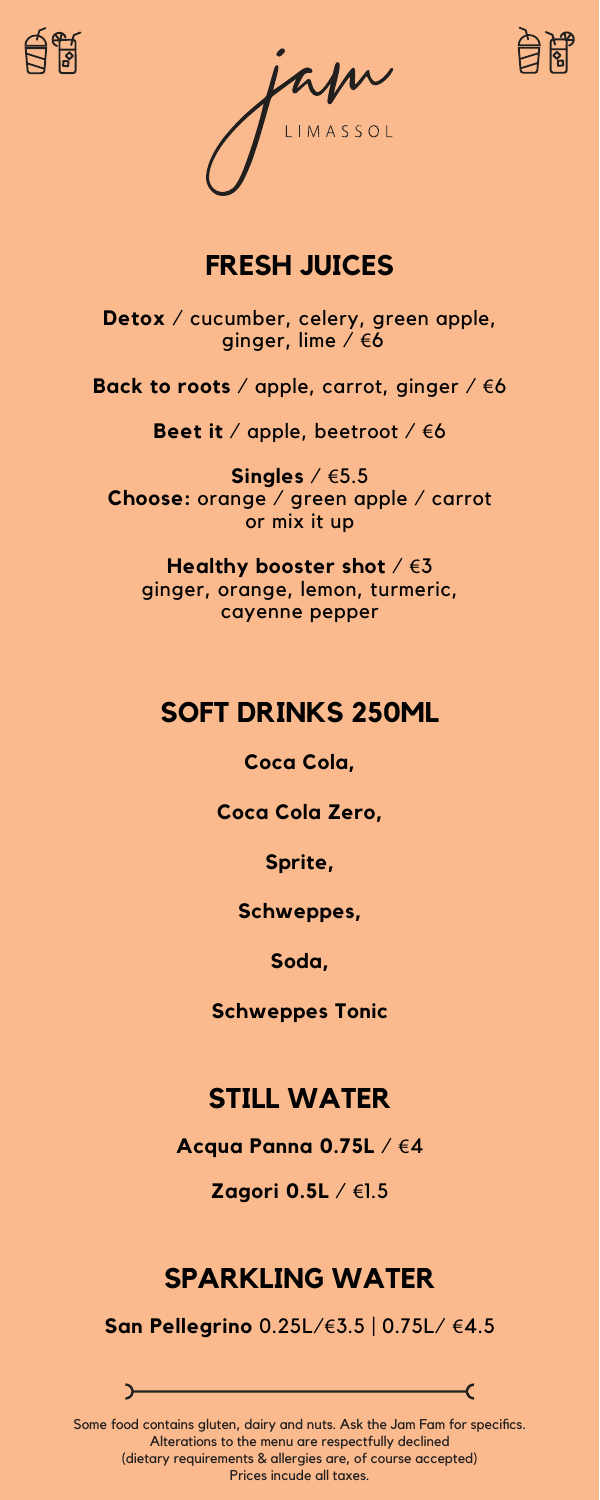jam

LIMASSOL

## FRESH JUICES

**Detox** / cucumber, celery, green apple, ginger, lime / €6

**Back to roots** / apple, carrot, ginger / €6

**Beet it** / apple, beetroot / €6

**Singles** / €5.5
**Choose:** orange / green apple / carrot or mix it up

**Healthy booster shot** / €3
ginger, orange, lemon, turmeric, cayenne pepper

## SOFT DRINKS 250ML

**Coca Cola,**

**Coca Cola Zero,**

**Sprite,**

**Schweppes,**

**Soda,**

**Schweppes Tonic**

## STILL WATER

**Acqua Panna 0.75L** / €4

**Zagori 0.5L** / €1.5

## SPARKLING WATER

**San Pellegrino** 0.25L/€3.5 | 0.75L/ €4.5

Some food contains gluten, dairy and nuts. Ask the Jam Fam for specifics.
Alterations to the menu are respectfully declined
(dietary requirements & allergies are, of course accepted)
Prices incude all taxes.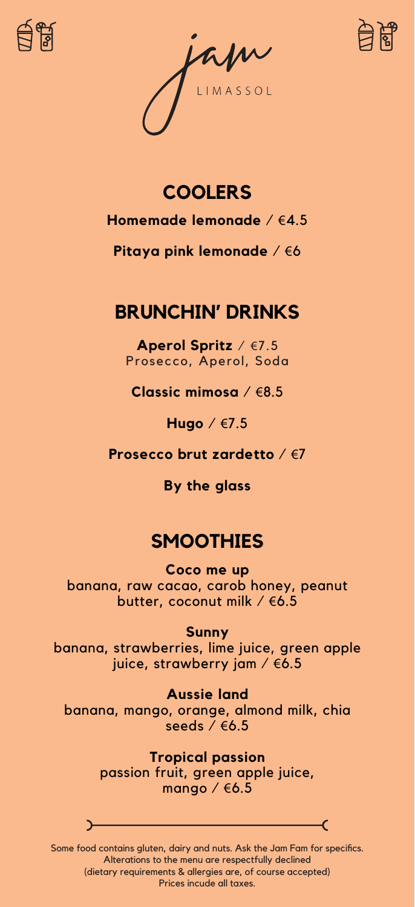# jam

LIMASSOL

## COOLERS

**Homemade lemonade** / €4.5

**Pitaya pink lemonade** / €6

## BRUNCHIN' DRINKS

**Aperol Spritz** / €7.5
Prosecco, Aperol, Soda

**Classic mimosa** / €8.5

**Hugo** / €7.5

**Prosecco brut zardetto** / €7

**By the glass**

## SMOOTHIES

**Coco me up**
banana, raw cacao, carob honey, peanut butter, coconut milk / €6.5

**Sunny**
banana, strawberries, lime juice, green apple juice, strawberry jam / €6.5

**Aussie land**
banana, mango, orange, almond milk, chia seeds / €6.5

**Tropical passion**
passion fruit, green apple juice, mango / €6.5

Some food contains gluten, dairy and nuts. Ask the Jam Fam for specifics.
Alterations to the menu are respectfully declined
(dietary requirements & allergies are, of course accepted)
Prices incude all taxes.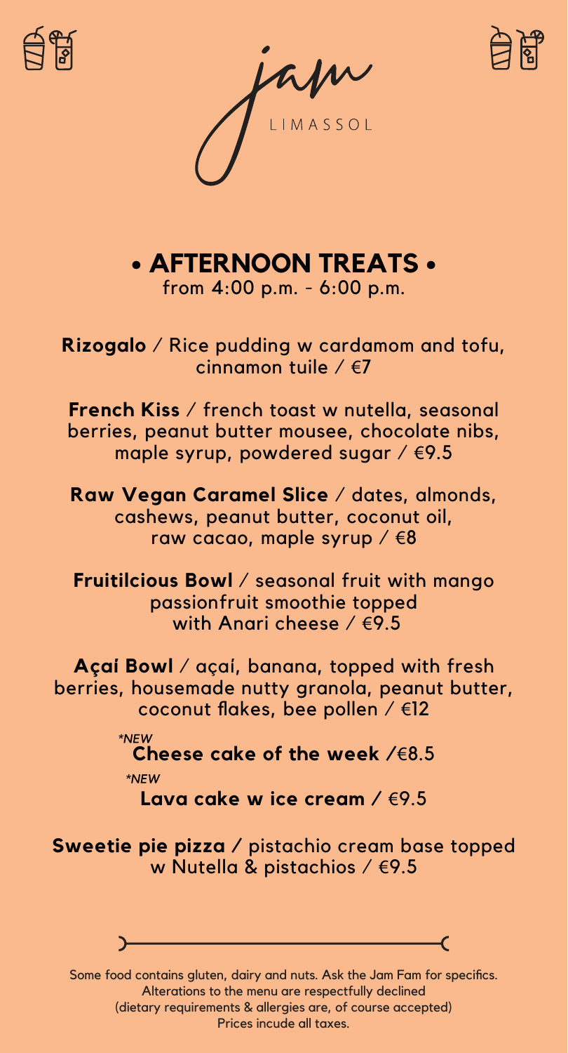# jam

LIMASSOL

## • AFTERNOON TREATS •

from 4:00 p.m. - 6:00 p.m.

**Rizogalo** / Rice pudding w cardamom and tofu, cinnamon tuile / €7

**French Kiss** / french toast w nutella, seasonal berries, peanut butter mousee, chocolate nibs, maple syrup, powdered sugar / €9.5

**Raw Vegan Caramel Slice** / dates, almonds, cashews, peanut butter, coconut oil, raw cacao, maple syrup / €8

**Fruitilcious Bowl** / seasonal fruit with mango passionfruit smoothie topped with Anari cheese / €9.5

**Açaí Bowl** / açaí, banana, topped with fresh berries, housemade nutty granola, peanut butter, coconut flakes, bee pollen / €12

*\*NEW*
**Cheese cake of the week /**€8.5

*\*NEW*
**Lava cake w ice cream /** €9.5

**Sweetie pie pizza /** pistachio cream base topped w Nutella & pistachios / €9.5

Some food contains gluten, dairy and nuts. Ask the Jam Fam for specifics.
Alterations to the menu are respectfully declined
(dietary requirements & allergies are, of course accepted)
Prices incude all taxes.